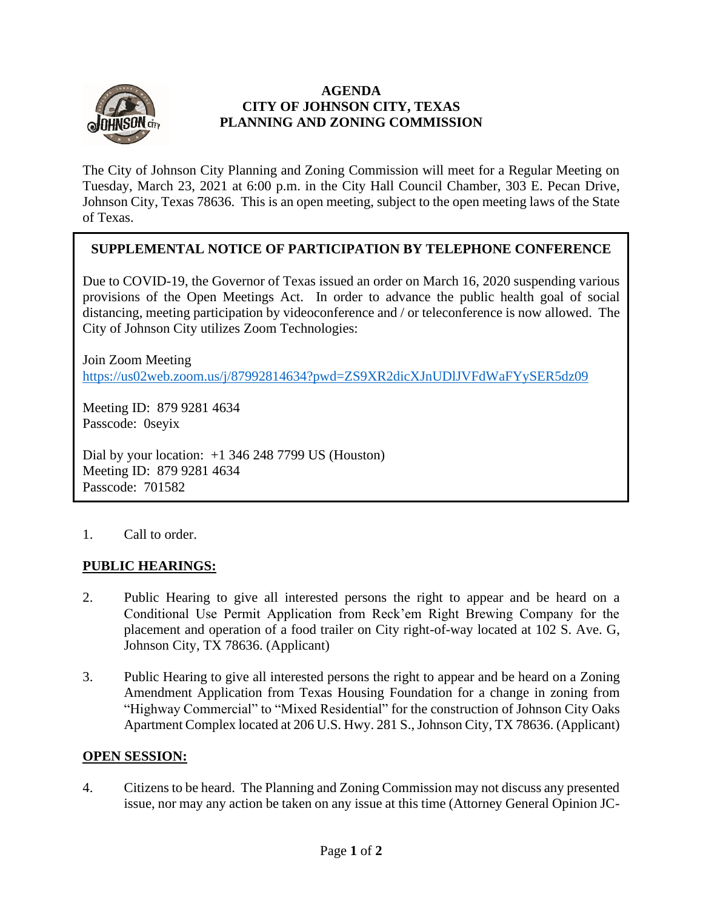# AGENDA
# CITY OF JOHNSON CITY, TEXAS
# PLANNING AND ZONING COMMISSION

The City of Johnson City Planning and Zoning Commission will meet for a Regular Meeting on Tuesday, March 23, 2021 at 6:00 p.m. in the City Hall Council Chamber, 303 E. Pecan Drive, Johnson City, Texas 78636. This is an open meeting, subject to the open meeting laws of the State of Texas.

> **SUPPLEMENTAL NOTICE OF PARTICIPATION BY TELEPHONE CONFERENCE**
>
> Due to COVID-19, the Governor of Texas issued an order on March 16, 2020 suspending various provisions of the Open Meetings Act. In order to advance the public health goal of social distancing, meeting participation by videoconference and / or teleconference is now allowed. The City of Johnson City utilizes Zoom Technologies:
>
> Join Zoom Meeting
> https://us02web.zoom.us/j/87992814634?pwd=ZS9XR2dicXJnUDlJVFdWaFYySER5dz09
>
> Meeting ID: 879 9281 4634
> Passcode: 0seyix
>
> Dial by your location: +1 346 248 7799 US (Houston)
> Meeting ID: 879 9281 4634
> Passcode: 701582

1. Call to order.

## PUBLIC HEARINGS:

2. Public Hearing to give all interested persons the right to appear and be heard on a Conditional Use Permit Application from Reck'em Right Brewing Company for the placement and operation of a food trailer on City right-of-way located at 102 S. Ave. G, Johnson City, TX 78636. (Applicant)

3. Public Hearing to give all interested persons the right to appear and be heard on a Zoning Amendment Application from Texas Housing Foundation for a change in zoning from "Highway Commercial" to "Mixed Residential" for the construction of Johnson City Oaks Apartment Complex located at 206 U.S. Hwy. 281 S., Johnson City, TX 78636. (Applicant)

## OPEN SESSION:

4. Citizens to be heard. The Planning and Zoning Commission may not discuss any presented issue, nor may any action be taken on any issue at this time (Attorney General Opinion JC-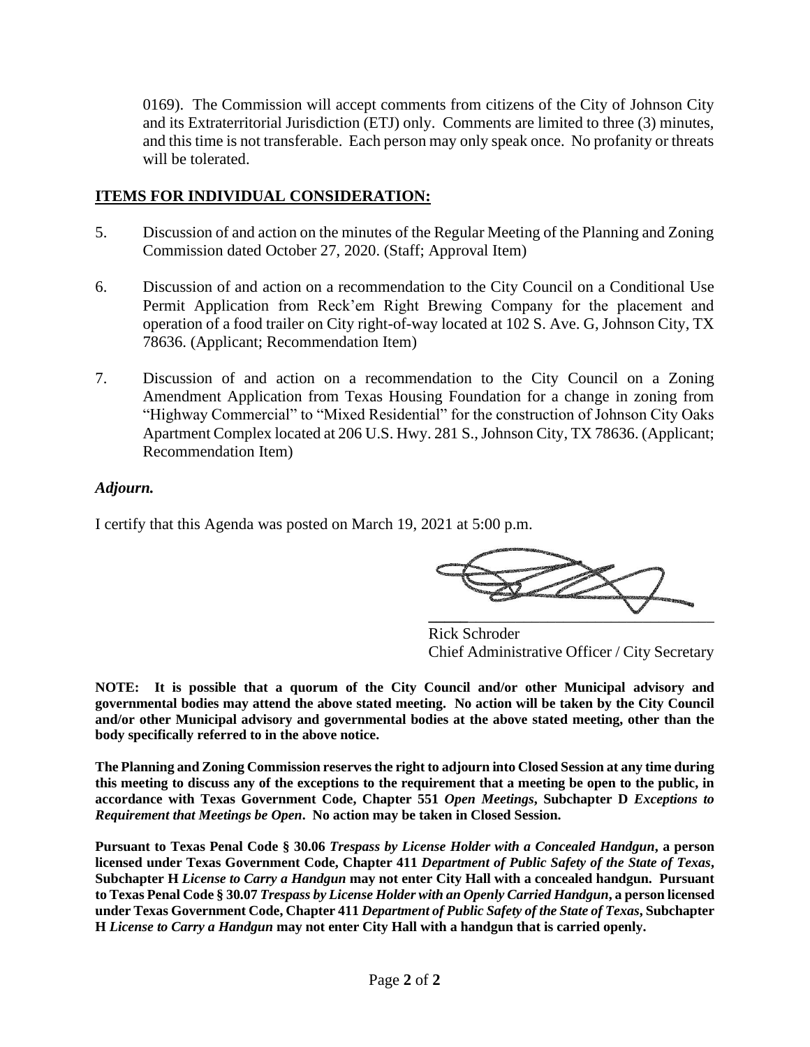0169). The Commission will accept comments from citizens of the City of Johnson City and its Extraterritorial Jurisdiction (ETJ) only. Comments are limited to three (3) minutes, and this time is not transferable. Each person may only speak once. No profanity or threats will be tolerated.

## **ITEMS FOR INDIVIDUAL CONSIDERATION:**

5. Discussion of and action on the minutes of the Regular Meeting of the Planning and Zoning Commission dated October 27, 2020. (Staff; Approval Item)

6. Discussion of and action on a recommendation to the City Council on a Conditional Use Permit Application from Reck'em Right Brewing Company for the placement and operation of a food trailer on City right-of-way located at 102 S. Ave. G, Johnson City, TX 78636. (Applicant; Recommendation Item)

7. Discussion of and action on a recommendation to the City Council on a Zoning Amendment Application from Texas Housing Foundation for a change in zoning from "Highway Commercial" to "Mixed Residential" for the construction of Johnson City Oaks Apartment Complex located at 206 U.S. Hwy. 281 S., Johnson City, TX 78636. (Applicant; Recommendation Item)

***Adjourn.***

I certify that this Agenda was posted on March 19, 2021 at 5:00 p.m.

Rick Schroder
Chief Administrative Officer / City Secretary

**NOTE: It is possible that a quorum of the City Council and/or other Municipal advisory and governmental bodies may attend the above stated meeting. No action will be taken by the City Council and/or other Municipal advisory and governmental bodies at the above stated meeting, other than the body specifically referred to in the above notice.**

**The Planning and Zoning Commission reserves the right to adjourn into Closed Session at any time during this meeting to discuss any of the exceptions to the requirement that a meeting be open to the public, in accordance with Texas Government Code, Chapter 551 *Open Meetings*, Subchapter D *Exceptions to Requirement that Meetings be Open*. No action may be taken in Closed Session.**

**Pursuant to Texas Penal Code § 30.06 *Trespass by License Holder with a Concealed Handgun*, a person licensed under Texas Government Code, Chapter 411 *Department of Public Safety of the State of Texas*, Subchapter H *License to Carry a Handgun* may not enter City Hall with a concealed handgun. Pursuant to Texas Penal Code § 30.07 *Trespass by License Holder with an Openly Carried Handgun*, a person licensed under Texas Government Code, Chapter 411 *Department of Public Safety of the State of Texas*, Subchapter H *License to Carry a Handgun* may not enter City Hall with a handgun that is carried openly.**